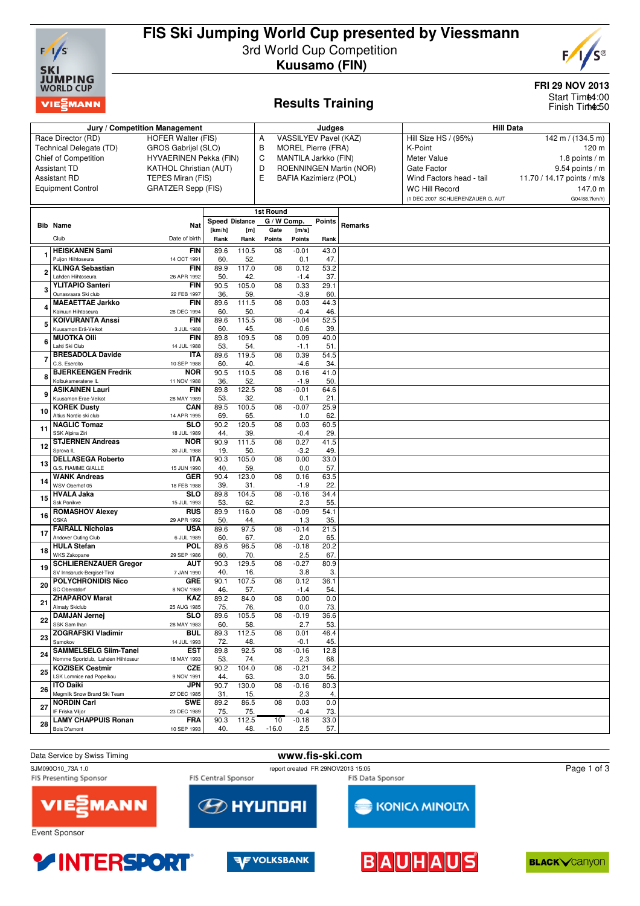# FIS Ski Jumping World Cup presented by Viessmann

## 3rd World Cup Competition

### Kuusamo (FIN)

**FRI 29 NOV 2013**

Start Time: 14:00
Finish Time: 14:50

## Results Training

| Jury / Competition Management | | Judges | | Hill Data | |
|---|---|---|---|---|---|
| Race Director (RD) | HOFER Walter (FIS) | A | VASSILYEV Pavel (KAZ) | Hill Size HS / (95%) | 142 m / (134.5 m) |
| Technical Delegate (TD) | GROS Gabrijel (SLO) | B | MOREL Pierre (FRA) | K-Point | 120 m |
| Chief of Competition | HYVAERINEN Pekka (FIN) | C | MANTILA Jarkko (FIN) | Meter Value | 1.8 points / m |
| Assistant TD | KATHOL Christian (AUT) | D | ROENNINGEN Martin (NOR) | Gate Factor | 9.54 points / m |
| Assistant RD | TEPES Miran (FIS) | E | BAFIA Kazimierz (POL) | Wind Factors head - tail | 11.70 / 14.17 points / m/s |
| Equipment Control | GRATZER Sepp (FIS) | | | WC Hill Record | 147.0 m |
| | | | | (1 DEC 2007 SCHLIERENZAUER G. AUT | G04/88.7km/h) |

| Bib | Name / Club | Nat / Date of birth | Speed [km/h] / Rank | Distance [m] / Rank | Gate / Points | Wind [m/s] / Points | Points / Rank | Remarks |
|---|---|---|---|---|---|---|---|---|
| 1 | HEISKANEN Sami<br>Puijon Hiihtoseura | FIN<br>14 OCT 1991 | 89.6<br>60. | 110.5<br>52. | 08 | -0.01<br>0.1 | 43.0<br>47. | |
| 2 | KLINGA Sebastian<br>Lahden Hiihtoseura | FIN<br>26 APR 1992 | 89.9<br>50. | 117.0<br>42. | 08 | 0.12<br>-1.4 | 53.2<br>37. | |
| 3 | YLITAPIO Santeri<br>Ounasvaara Ski club | FIN<br>22 FEB 1997 | 90.5<br>36. | 105.0<br>59. | 08 | 0.33<br>-3.9 | 29.1<br>60. | |
| 4 | MAEAETTAE Jarkko<br>Kainuun Hiihtoseura | FIN<br>28 DEC 1994 | 89.6<br>60. | 111.5<br>50. | 08 | 0.03<br>-0.4 | 44.3<br>46. | |
| 5 | KOIVURANTA Anssi<br>Kuusamon Erä-Veikot | FIN<br>3 JUL 1988 | 89.6<br>60. | 115.5<br>45. | 08 | -0.04<br>0.6 | 52.5<br>39. | |
| 6 | MUOTKA Olli<br>Lahti Ski Club | FIN<br>14 JUL 1988 | 89.8<br>53. | 109.5<br>54. | 08 | 0.09<br>-1.1 | 40.0<br>51. | |
| 7 | BRESADOLA Davide<br>C.S. Esercito | ITA<br>10 SEP 1988 | 89.6<br>60. | 119.5<br>40. | 08 | 0.39<br>-4.6 | 54.5<br>34. | |
| 8 | BJERKEENGEN Fredrik<br>Kolbukameratene IL | NOR<br>11 NOV 1988 | 90.5<br>36. | 110.5<br>52. | 08 | 0.16<br>-1.9 | 41.0<br>50. | |
| 9 | ASIKAINEN Lauri<br>Kuusamon Erae-Veikot | FIN<br>28 MAY 1989 | 89.8<br>53. | 122.5<br>32. | 08 | -0.01<br>0.1 | 64.6<br>21. | |
| 10 | KOREK Dusty<br>Altius Nordic ski club | CAN<br>14 APR 1995 | 89.5<br>69. | 100.5<br>65. | 08 | -0.07<br>1.0 | 25.9<br>62. | |
| 11 | NAGLIC Tomaz<br>SSK Alpina Ziri | SLO<br>18 JUL 1989 | 90.2<br>44. | 120.5<br>39. | 08 | 0.03<br>-0.4 | 60.5<br>29. | |
| 12 | STJERNEN Andreas<br>Sprova IL | NOR<br>30 JUL 1988 | 90.9<br>19. | 111.5<br>50. | 08 | 0.27<br>-3.2 | 41.5<br>49. | |
| 13 | DELLASEGA Roberto<br>G.S. FIAMME GIALLE | ITA<br>15 JUN 1990 | 90.3<br>40. | 105.0<br>59. | 08 | 0.00<br>0.0 | 33.0<br>57. | |
| 14 | WANK Andreas<br>WSV Oberhof 05 | GER<br>18 FEB 1988 | 90.4<br>39. | 123.0<br>31. | 08 | 0.16<br>-1.9 | 63.5<br>22. | |
| 15 | HVALA Jaka<br>Ssk Ponikve | SLO<br>15 JUL 1993 | 89.8<br>53. | 104.5<br>62. | 08 | -0.16<br>2.3 | 34.4<br>55. | |
| 16 | ROMASHOV Alexey<br>CSKA | RUS<br>29 APR 1992 | 89.9<br>50. | 116.0<br>44. | 08 | -0.09<br>1.3 | 54.1<br>35. | |
| 17 | FAIRALL Nicholas<br>Andover Outing Club | USA<br>6 JUL 1989 | 89.6<br>60. | 97.5<br>67. | 08 | -0.14<br>2.0 | 21.5<br>65. | |
| 18 | HULA Stefan<br>WKS Zakopane | POL<br>29 SEP 1986 | 89.6<br>60. | 96.5<br>70. | 08 | -0.18<br>2.5 | 20.2<br>67. | |
| 19 | SCHLIERENZAUER Gregor<br>SV Innsbruck-Bergisel-Tirol | AUT<br>7 JAN 1990 | 90.3<br>40. | 129.5<br>16. | 08 | -0.27<br>3.8 | 80.9<br>3. | |
| 20 | POLYCHRONIDIS Nico<br>SC Oberstdorf | GRE<br>8 NOV 1989 | 90.1<br>46. | 107.5<br>57. | 08 | 0.12<br>-1.4 | 36.1<br>54. | |
| 21 | ZHAPAROV Marat<br>Almaty Skiclub | KAZ<br>25 AUG 1985 | 89.2<br>75. | 84.0<br>76. | 08 | 0.00<br>0.0 | 0.0<br>73. | |
| 22 | DAMJAN Jernej<br>SSK Sam Ihan | SLO<br>28 MAY 1983 | 89.6<br>60. | 105.5<br>58. | 08 | -0.19<br>2.7 | 36.6<br>53. | |
| 23 | ZOGRAFSKI Vladimir<br>Samokov | BUL<br>14 JUL 1993 | 89.3<br>72. | 112.5<br>48. | 08 | 0.01<br>-0.1 | 46.4<br>45. | |
| 24 | SAMMELSELG Siim-Tanel<br>Nomme Sportclub, Lahden Hiihtoseura | EST<br>18 MAY 1993 | 89.8<br>53. | 92.5<br>74. | 08 | -0.16<br>2.3 | 12.8<br>68. | |
| 25 | KOZISEK Cestmir<br>LSK Lomnice nad Popelkou | CZE<br>9 NOV 1991 | 90.2<br>44. | 104.0<br>63. | 08 | -0.21<br>3.0 | 34.2<br>56. | |
| 26 | ITO Daiki<br>Megmilk Snow Brand Ski Team | JPN<br>27 DEC 1985 | 90.7<br>31. | 130.0<br>15. | 08 | -0.16<br>2.3 | 80.3<br>4. | |
| 27 | NORDIN Carl<br>IF Friska Viljor | SWE<br>23 DEC 1989 | 89.2<br>75. | 86.5<br>75. | 08 | 0.03<br>-0.4 | 0.0<br>73. | |
| 28 | LAMY CHAPPUIS Ronan<br>Bois D'amont | FRA<br>10 SEP 1993 | 90.3<br>40. | 112.5<br>48. | 10<br>-16.0 | -0.18<br>2.5 | 33.0<br>57. | |

Data Service by Swiss Timing

www.fis-ski.com

SJM090O10_73A 1.0

report created FR 29NOV2013 15:05

FIS Presenting Sponsor: VIESSMANN · FIS Central Sponsor: HYUNDAI · FIS Data Sponsor: KONICA MINOLTA

Event Sponsor: INTERSPORT · VOLKSBANK · BAUHAUS · BLACK canyon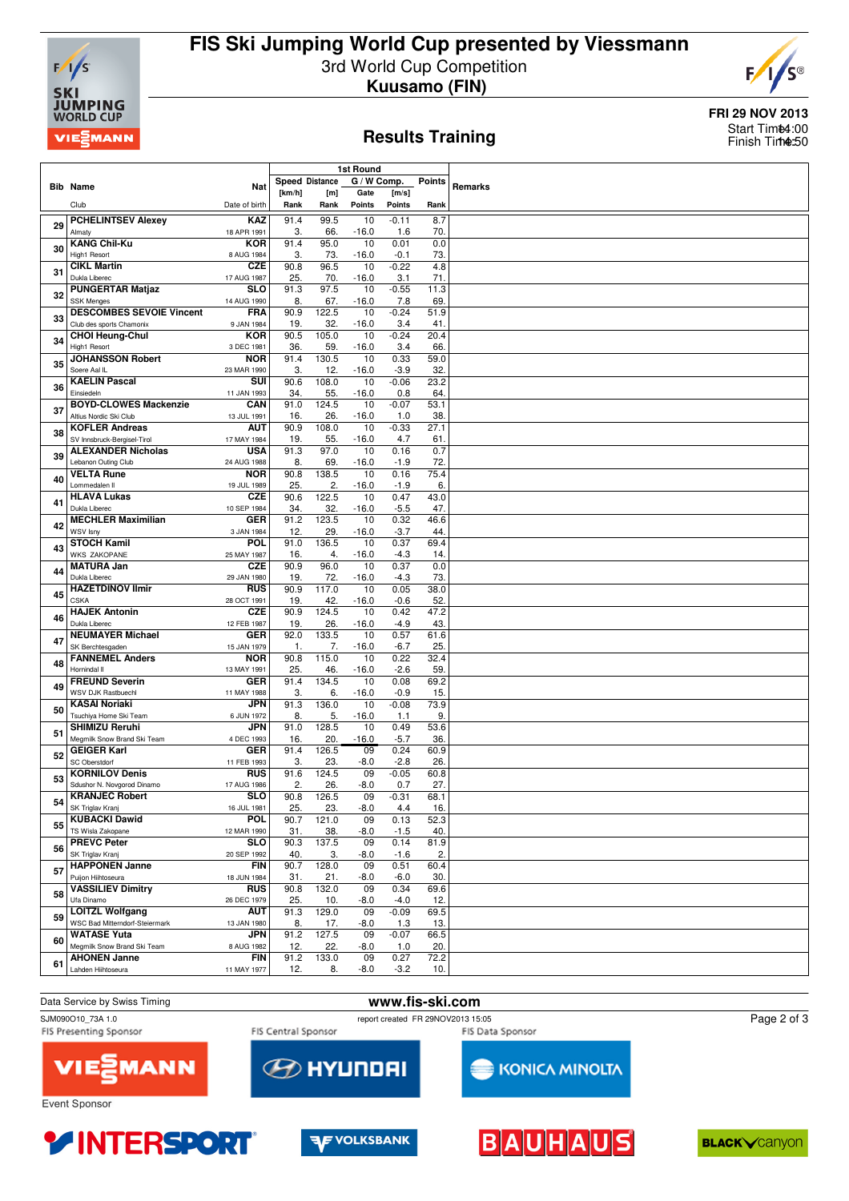# FIS Ski Jumping World Cup presented by Viessmann

3rd World Cup Competition
**Kuusamo (FIN)**

**FRI 29 NOV 2013**
Start Time 14:00
Finish Time 14:50

## Results Training

| Bib | Name / Club | Nat / Date of birth | Speed [km/h] / Rank | Distance [m] / Rank | Gate / Points | W Comp. [m/s] / Points | Points / Rank | Remarks |
|---|---|---|---|---|---|---|---|---|
| 29 | PCHELINTSEV Alexey<br>Almaty | KAZ<br>18 APR 1991 | 91.4<br>3. | 99.5<br>66. | 10<br>-16.0 | -0.11<br>1.6 | 8.7<br>70. | |
| 30 | KANG Chil-Ku<br>High1 Resort | KOR<br>8 AUG 1984 | 91.4<br>3. | 95.0<br>73. | 10<br>-16.0 | 0.01<br>-0.1 | 0.0<br>73. | |
| 31 | CIKL Martin<br>Dukla Liberec | CZE<br>17 AUG 1987 | 90.8<br>25. | 96.5<br>70. | 10<br>-16.0 | -0.22<br>3.1 | 4.8<br>71. | |
| 32 | PUNGERTAR Matjaz<br>SSK Menges | SLO<br>14 AUG 1990 | 91.3<br>8. | 97.5<br>67. | 10<br>-16.0 | -0.55<br>7.8 | 11.3<br>69. | |
| 33 | DESCOMBES SEVOIE Vincent<br>Club des sports Chamonix | FRA<br>9 JAN 1984 | 90.9<br>19. | 122.5<br>32. | 10<br>-16.0 | -0.24<br>3.4 | 51.9<br>41. | |
| 34 | CHOI Heung-Chul<br>High1 Resort | KOR<br>3 DEC 1981 | 90.5<br>36. | 105.0<br>59. | 10<br>-16.0 | -0.24<br>3.4 | 20.4<br>66. | |
| 35 | JOHANSSON Robert<br>Soere Aal IL | NOR<br>23 MAR 1990 | 91.4<br>3. | 130.5<br>12. | 10<br>-16.0 | 0.33<br>-3.9 | 59.0<br>32. | |
| 36 | KAELIN Pascal<br>Einsiedeln | SUI<br>11 JAN 1993 | 90.6<br>34. | 108.0<br>55. | 10<br>-16.0 | -0.06<br>0.8 | 23.2<br>64. | |
| 37 | BOYD-CLOWES Mackenzie<br>Altius Nordic Ski Club | CAN<br>13 JUL 1991 | 91.0<br>16. | 124.5<br>26. | 10<br>-16.0 | -0.07<br>1.0 | 53.1<br>38. | |
| 38 | KOFLER Andreas<br>SV Innsbruck-Bergisel-Tirol | AUT<br>17 MAY 1984 | 90.9<br>19. | 108.0<br>55. | 10<br>-16.0 | -0.33<br>4.7 | 27.1<br>61. | |
| 39 | ALEXANDER Nicholas<br>Lebanon Outing Club | USA<br>24 AUG 1988 | 91.3<br>8. | 97.0<br>69. | 10<br>-16.0 | 0.16<br>-1.9 | 0.7<br>72. | |
| 40 | VELTA Rune<br>Lommedalen Il | NOR<br>19 JUL 1989 | 90.8<br>25. | 138.5<br>2. | 10<br>-16.0 | 0.16<br>-1.9 | 75.4<br>6. | |
| 41 | HLAVA Lukas<br>Dukla Liberec | CZE<br>10 SEP 1984 | 90.6<br>34. | 122.5<br>32. | 10<br>-16.0 | 0.47<br>-5.5 | 43.0<br>47. | |
| 42 | MECHLER Maximilian<br>WSV Isny | GER<br>3 JAN 1984 | 91.2<br>12. | 123.5<br>29. | 10<br>-16.0 | 0.32<br>-3.7 | 46.6<br>44. | |
| 43 | STOCH Kamil<br>WKS ZAKOPANE | POL<br>25 MAY 1987 | 91.0<br>16. | 136.5<br>4. | 10<br>-16.0 | 0.37<br>-4.3 | 69.4<br>14. | |
| 44 | MATURA Jan<br>Dukla Liberec | CZE<br>29 JAN 1980 | 90.9<br>19. | 96.0<br>72. | 10<br>-16.0 | 0.37<br>-4.3 | 0.0<br>73. | |
| 45 | HAZETDINOV Ilmir<br>CSKA | RUS<br>28 OCT 1991 | 90.9<br>19. | 117.0<br>42. | 10<br>-16.0 | 0.05<br>-0.6 | 38.0<br>52. | |
| 46 | HAJEK Antonin<br>Dukla Liberec | CZE<br>12 FEB 1987 | 90.9<br>19. | 124.5<br>26. | 10<br>-16.0 | 0.42<br>-4.9 | 47.2<br>43. | |
| 47 | NEUMAYER Michael<br>SK Berchtesgaden | GER<br>15 JAN 1979 | 92.0<br>1. | 133.5<br>7. | 10<br>-16.0 | 0.57<br>-6.7 | 61.6<br>25. | |
| 48 | FANNEMEL Anders<br>Hornindal Il | NOR<br>13 MAY 1991 | 90.8<br>25. | 115.0<br>46. | 10<br>-16.0 | 0.22<br>-2.6 | 32.4<br>59. | |
| 49 | FREUND Severin<br>WSV DJK Rastbuechl | GER<br>11 MAY 1988 | 91.4<br>3. | 134.5<br>6. | 10<br>-16.0 | 0.08<br>-0.9 | 69.2<br>15. | |
| 50 | KASAI Noriaki<br>Tsuchiya Home Ski Team | JPN<br>6 JUN 1972 | 91.3<br>8. | 136.0<br>5. | 10<br>-16.0 | -0.08<br>1.1 | 73.9<br>9. | |
| 51 | SHIMIZU Reruhi<br>Megmilk Snow Brand Ski Team | JPN<br>4 DEC 1993 | 91.0<br>16. | 128.5<br>20. | 10<br>-16.0 | 0.49<br>-5.7 | 53.6<br>36. | |
| 52 | GEIGER Karl<br>SC Oberstdorf | GER<br>11 FEB 1993 | 91.4<br>3. | 126.5<br>23. | 09<br>-8.0 | 0.24<br>-2.8 | 60.9<br>26. | |
| 53 | KORNILOV Denis<br>Sdushor N. Novgorod Dinamo | RUS<br>17 AUG 1986 | 91.6<br>2. | 124.5<br>26. | 09<br>-8.0 | -0.05<br>0.7 | 60.8<br>27. | |
| 54 | KRANJEC Robert<br>SK Triglav Kranj | SLO<br>16 JUL 1981 | 90.8<br>25. | 126.5<br>23. | 09<br>-8.0 | -0.31<br>4.4 | 68.1<br>16. | |
| 55 | KUBACKI Dawid<br>TS Wisla Zakopane | POL<br>12 MAR 1990 | 90.7<br>31. | 121.0<br>38. | 09<br>-8.0 | 0.13<br>-1.5 | 52.3<br>40. | |
| 56 | PREVC Peter<br>SK Triglav Kranj | SLO<br>20 SEP 1992 | 90.3<br>40. | 137.5<br>3. | 09<br>-8.0 | 0.14<br>-1.6 | 81.9<br>2. | |
| 57 | HAPPONEN Janne<br>Puijon Hiihtoseura | FIN<br>18 JUN 1984 | 90.7<br>31. | 128.0<br>21. | 09<br>-8.0 | 0.51<br>-6.0 | 60.4<br>30. | |
| 58 | VASSILIEV Dimitry<br>Ufa Dinamo | RUS<br>26 DEC 1979 | 90.8<br>25. | 132.0<br>10. | 09<br>-8.0 | 0.34<br>-4.0 | 69.6<br>12. | |
| 59 | LOITZL Wolfgang<br>WSC Bad Mitterndorf-Steiermark | AUT<br>13 JAN 1980 | 91.3<br>8. | 129.0<br>17. | 09<br>-8.0 | -0.09<br>1.3 | 69.5<br>13. | |
| 60 | WATASE Yuta<br>Megmilk Snow Brand Ski Team | JPN<br>8 AUG 1982 | 91.2<br>12. | 127.5<br>22. | 09<br>-8.0 | -0.07<br>1.0 | 66.5<br>20. | |
| 61 | AHONEN Janne<br>Lahden Hiihtoseura | FIN<br>11 MAY 1977 | 91.2<br>12. | 133.0<br>8. | 09<br>-8.0 | 0.27<br>-3.2 | 72.2<br>10. | |

Data Service by Swiss Timing

www.fis-ski.com

SJM090O10_73A 1.0 report created FR 29NOV2013 15:05

FIS Presenting Sponsor: VIESSMANN — FIS Central Sponsor: HYUNDAI — FIS Data Sponsor: KONICA MINOLTA

Event Sponsor: INTERSPORT, VOLKSBANK, BAUHAUS, BLACKCANYON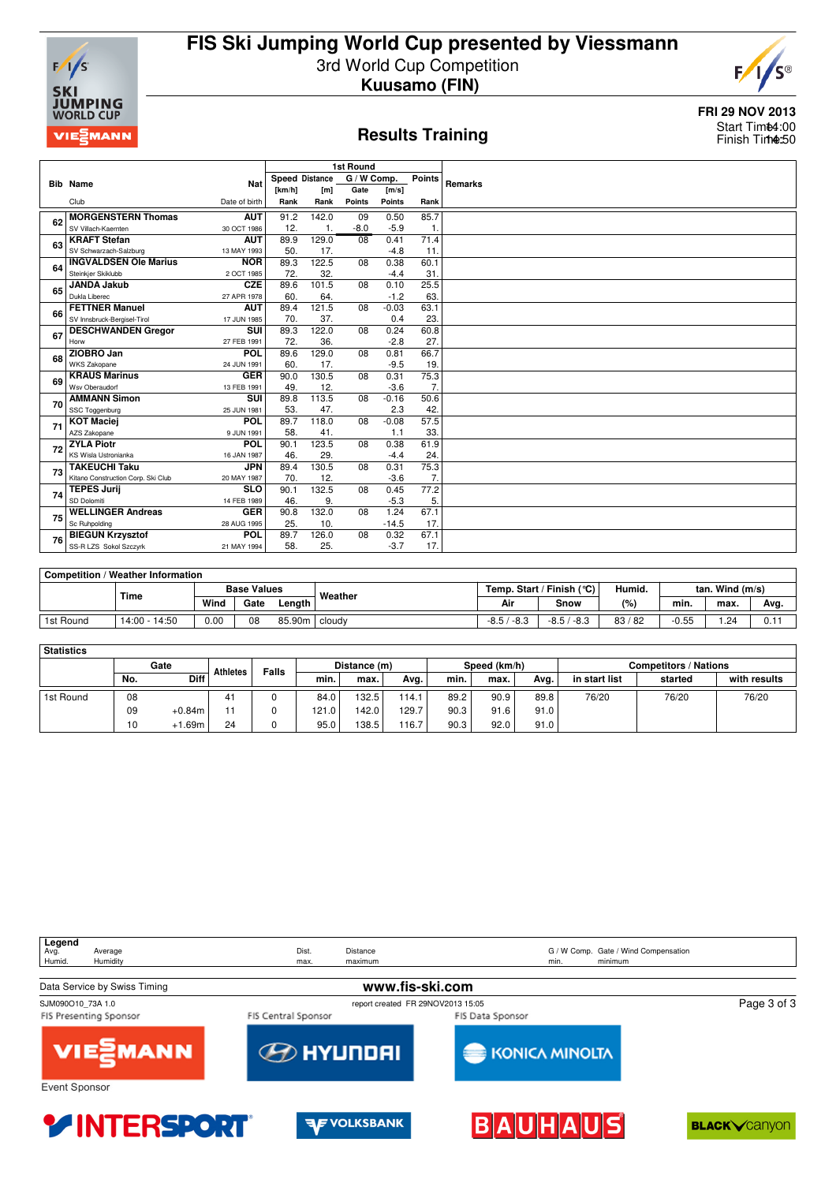# FIS Ski Jumping World Cup presented by Viessmann

3rd World Cup Competition

**Kuusamo (FIN)**

**FRI 29 NOV 2013**

Start Time: 14:00
Finish Time: 14:50

## Results Training

| Bib | Name / Club | Nat / Date of birth | Speed [km/h] / Rank | Distance [m] / Rank | G / W Comp. Gate / Points | [m/s] / Points | Points / Rank | Remarks |
|---|---|---|---|---|---|---|---|---|
| 62 | MORGENSTERN Thomas<br>SV Villach-Kaernten | AUT<br>30 OCT 1986 | 91.2<br>12. | 142.0<br>1. | 09<br>-8.0 | 0.50<br>-5.9 | 85.7<br>1. | |
| 63 | KRAFT Stefan<br>SV Schwarzach-Salzburg | AUT<br>13 MAY 1993 | 89.9<br>50. | 129.0<br>17. | 08 | 0.41<br>-4.8 | 71.4<br>11. | |
| 64 | INGVALDSEN Ole Marius<br>Steinkjer Skiklubb | NOR<br>2 OCT 1985 | 89.3<br>72. | 122.5<br>32. | 08 | 0.38<br>-4.4 | 60.1<br>31. | |
| 65 | JANDA Jakub<br>Dukla Liberec | CZE<br>27 APR 1978 | 89.6<br>60. | 101.5<br>64. | 08 | 0.10<br>-1.2 | 25.5<br>63. | |
| 66 | FETTNER Manuel<br>SV Innsbruck-Bergisel-Tirol | AUT<br>17 JUN 1985 | 89.4<br>70. | 121.5<br>37. | 08 | -0.03<br>0.4 | 63.1<br>23. | |
| 67 | DESCHWANDEN Gregor<br>Horw | SUI<br>27 FEB 1991 | 89.3<br>72. | 122.0<br>36. | 08 | 0.24<br>-2.8 | 60.8<br>27. | |
| 68 | ZIOBRO Jan<br>WKS Zakopane | POL<br>24 JUN 1991 | 89.6<br>60. | 129.0<br>17. | 08 | 0.81<br>-9.5 | 66.7<br>19. | |
| 69 | KRAUS Marinus<br>Wsv Oberaudorf | GER<br>13 FEB 1991 | 90.0<br>49. | 130.5<br>12. | 08 | 0.31<br>-3.6 | 75.3<br>7. | |
| 70 | AMMANN Simon<br>SSC Toggenburg | SUI<br>25 JUN 1981 | 89.8<br>53. | 113.5<br>47. | 08 | -0.16<br>2.3 | 50.6<br>42. | |
| 71 | KOT Maciej<br>AZS Zakopane | POL<br>9 JUN 1991 | 89.7<br>58. | 118.0<br>41. | 08 | -0.08<br>1.1 | 57.5<br>33. | |
| 72 | ZYLA Piotr<br>KS Wisla Ustronianka | POL<br>16 JAN 1987 | 90.1<br>46. | 123.5<br>29. | 08 | 0.38<br>-4.4 | 61.9<br>24. | |
| 73 | TAKEUCHI Taku<br>Kitano Construction Corp. Ski Club | JPN<br>20 MAY 1987 | 89.4<br>70. | 130.5<br>12. | 08 | 0.31<br>-3.6 | 75.3<br>7. | |
| 74 | TEPES Jurij<br>SD Dolomiti | SLO<br>14 FEB 1989 | 90.1<br>46. | 132.5<br>9. | 08 | 0.45<br>-5.3 | 77.2<br>5. | |
| 75 | WELLINGER Andreas<br>Sc Ruhpolding | GER<br>28 AUG 1995 | 90.8<br>25. | 132.0<br>10. | 08 | 1.24<br>-14.5 | 67.1<br>17. | |
| 76 | BIEGUN Krzysztof<br>SS-R LZS Sokol Szczyrk | POL<br>21 MAY 1994 | 89.7<br>58. | 126.0<br>25. | 08 | 0.32<br>-3.7 | 67.1<br>17. | |

### Competition / Weather Information

| | Time | Base Values Wind | Gate | Length | Weather | Temp. Start / Finish (°C) Air | Snow | Humid. (%) | tan. Wind (m/s) min. | max. | Avg. |
|---|---|---|---|---|---|---|---|---|---|---|---|
| 1st Round | 14:00 - 14:50 | 0.00 | 08 | 85.90m | cloudy | -8.5 / -8.3 | -8.5 / -8.3 | 83 / 82 | -0.55 | 1.24 | 0.11 |

### Statistics

| | Gate No. | Diff | Athletes | Falls | Distance (m) min. | max. | Avg. | Speed (km/h) min. | max. | Avg. | Competitors / Nations in start list | started | with results |
|---|---|---|---|---|---|---|---|---|---|---|---|---|---|
| 1st Round | 08 | | 41 | 0 | 84.0 | 132.5 | 114.1 | 89.2 | 90.9 | 89.8 | 76/20 | 76/20 | 76/20 |
| | 09 | +0.84m | 11 | 0 | 121.0 | 142.0 | 129.7 | 90.3 | 91.6 | 91.0 | | | |
| | 10 | +1.69m | 24 | 0 | 95.0 | 138.5 | 116.7 | 90.3 | 92.0 | 91.0 | | | |

**Legend**

| | | | | | |
|---|---|---|---|---|---|
| Avg. | Average | Dist. | Distance | G / W Comp. | Gate / Wind Compensation |
| Humid. | Humidity | max. | maximum | min. | minimum |

Data Service by Swiss Timing

www.fis-ski.com

SJM090O10_73A 1.0

report created FR 29NOV2013 15:05

FIS Presenting Sponsor: VIESSMANN — FIS Central Sponsor: HYUNDAI — FIS Data Sponsor: KONICA MINOLTA

Event Sponsor: INTERSPORT, VOLKSBANK, BAUHAUS, BLACK canyon